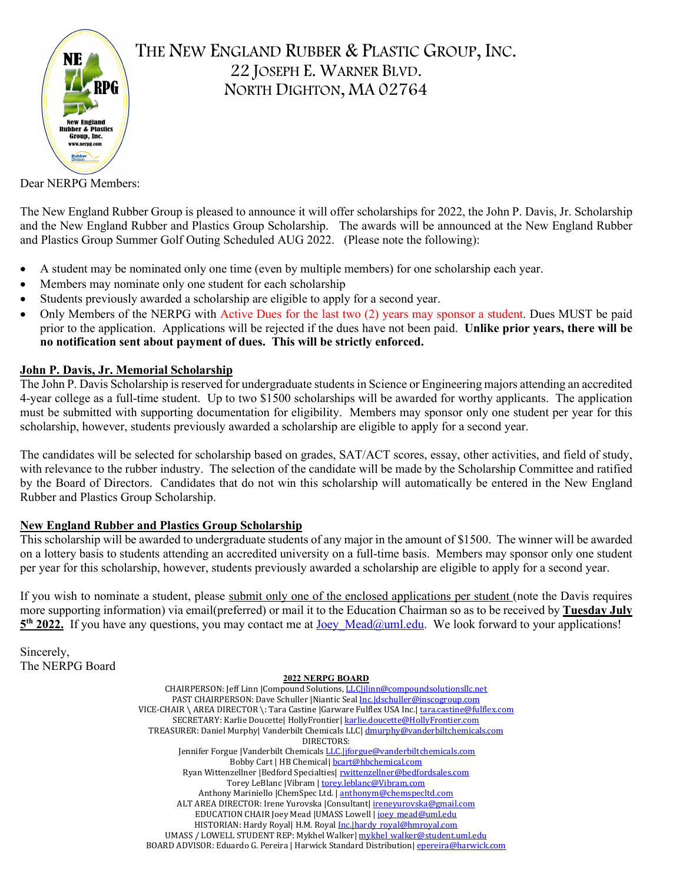# THE NEW ENGLAND RUBBER & PLASTIC GROUP, INC.

22 JOSEPH E. WARNER BLVD.
NORTH DIGHTON, MA 02764

Dear NERPG Members:

The New England Rubber Group is pleased to announce it will offer scholarships for 2022, the John P. Davis, Jr. Scholarship and the New England Rubber and Plastics Group Scholarship. The awards will be announced at the New England Rubber and Plastics Group Summer Golf Outing Scheduled AUG 2022. (Please note the following):

- A student may be nominated only one time (even by multiple members) for one scholarship each year.
- Members may nominate only one student for each scholarship
- Students previously awarded a scholarship are eligible to apply for a second year.
- Only Members of the NERPG with Active Dues for the last two (2) years may sponsor a student. Dues MUST be paid prior to the application. Applications will be rejected if the dues have not been paid. **Unlike prior years, there will be no notification sent about payment of dues. This will be strictly enforced.**

## John P. Davis, Jr. Memorial Scholarship

The John P. Davis Scholarship is reserved for undergraduate students in Science or Engineering majors attending an accredited 4-year college as a full-time student. Up to two $1500 scholarships will be awarded for worthy applicants. The application must be submitted with supporting documentation for eligibility. Members may sponsor only one student per year for this scholarship, however, students previously awarded a scholarship are eligible to apply for a second year.

The candidates will be selected for scholarship based on grades, SAT/ACT scores, essay, other activities, and field of study, with relevance to the rubber industry. The selection of the candidate will be made by the Scholarship Committee and ratified by the Board of Directors. Candidates that do not win this scholarship will automatically be entered in the New England Rubber and Plastics Group Scholarship.

## New England Rubber and Plastics Group Scholarship

This scholarship will be awarded to undergraduate students of any major in the amount of $1500. The winner will be awarded on a lottery basis to students attending an accredited university on a full-time basis. Members may sponsor only one student per year for this scholarship, however, students previously awarded a scholarship are eligible to apply for a second year.

If you wish to nominate a student, please submit only one of the enclosed applications per student (note the Davis requires more supporting information) via email(preferred) or mail it to the Education Chairman so as to be received by **Tuesday July 5th 2022.** If you have any questions, you may contact me at Joey_Mead@uml.edu. We look forward to your applications!

Sincerely,
The NERPG Board

**2022 NERPG BOARD**

CHAIRPERSON: Jeff Linn |Compound Solutions, LLC|jlinn@compoundsolutionsllc.net
PAST CHAIRPERSON: Dave Schuller |Niantic Seal Inc.|dschuller@inscogroup.com
VICE-CHAIR \ AREA DIRECTOR \: Tara Castine |Garware Fulflex USA Inc.| tara.castine@fulflex.com
SECRETARY: Karlie Doucette| HollyFrontier| karlie.doucette@HollyFrontier.com
TREASURER: Daniel Murphy| Vanderbilt Chemicals LLC| dmurphy@vanderbiltchemicals.com
DIRECTORS:
Jennifer Forgue |Vanderbilt Chemicals LLC.|jforgue@vanderbiltchemicals.com
Bobby Cart | HB Chemical| bcart@hbchemical.com
Ryan Wittenzellner |Bedford Specialties| rwittenzellner@bedfordsales.com
Torey LeBlanc |Vibram | torey.leblanc@Vibram.com
Anthony Mariniello |ChemSpec Ltd. | anthonym@chemspecltd.com
ALT AREA DIRECTOR: Irene Yurovska |Consultant| ireneyurovska@gmail.com
EDUCATION CHAIR Joey Mead |UMASS Lowell | joey_mead@uml.edu
HISTORIAN: Hardy Royal| H.M. Royal Inc.|hardy_royal@hmroyal.com
UMASS / LOWELL STUDENT REP: Mykhel Walker| mykhel_walker@student.uml.edu
BOARD ADVISOR: Eduardo G. Pereira | Harwick Standard Distribution| epereira@harwick.com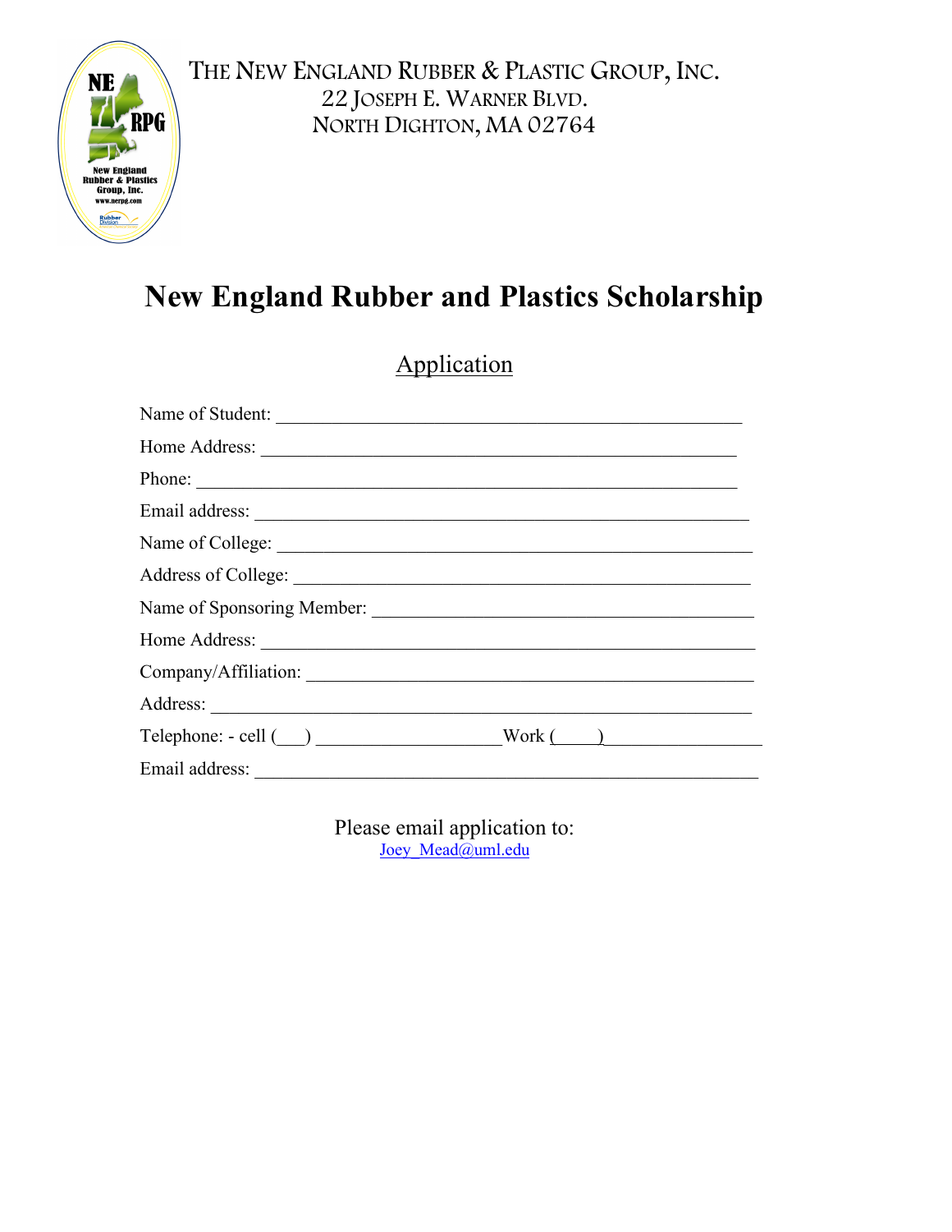THE NEW ENGLAND RUBBER & PLASTIC GROUP, INC.
22 JOSEPH E. WARNER BLVD.
NORTH DIGHTON, MA 02764

# New England Rubber and Plastics Scholarship

## Application

Name of Student: ___________________________________________________

Home Address: ____________________________________________________

Phone: __________________________________________________________

Email address: _____________________________________________________

Name of College: ___________________________________________________

Address of College: _________________________________________________

Name of Sponsoring Member: __________________________________________

Home Address: _____________________________________________________

Company/Affiliation: ________________________________________________

Address: _________________________________________________________

Telephone: - cell (___) ____________________Work (____)________________

Email address: ______________________________________________________

Please email application to:
Joey_Mead@uml.edu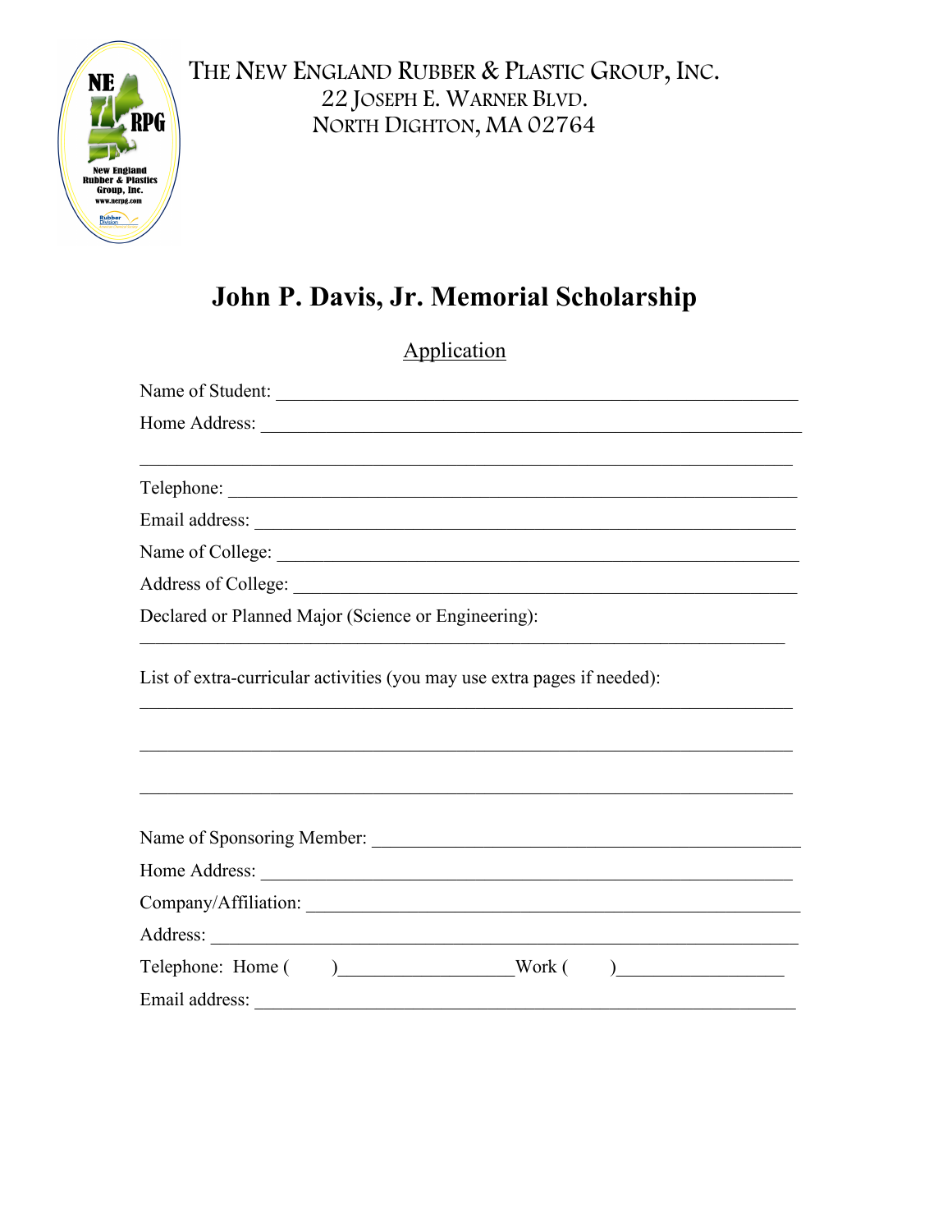THE NEW ENGLAND RUBBER & PLASTIC GROUP, INC.
22 JOSEPH E. WARNER BLVD.
NORTH DIGHTON, MA 02764

# John P. Davis, Jr. Memorial Scholarship

Application

Name of Student: ____________________________________________________________

Home Address: ______________________________________________________________

____________________________________________________________________________

Telephone: _________________________________________________________________

Email address: ______________________________________________________________

Name of College: ____________________________________________________________

Address of College: __________________________________________________________

Declared or Planned Major (Science or Engineering):

____________________________________________________________________________

List of extra-curricular activities (you may use extra pages if needed):

____________________________________________________________________________

____________________________________________________________________________

____________________________________________________________________________

Name of Sponsoring Member: ___________________________________________________

Home Address: ______________________________________________________________

Company/Affiliation: _________________________________________________________

Address: ___________________________________________________________________

Telephone: Home ( )__________________Work ( )_________________

Email address: ______________________________________________________________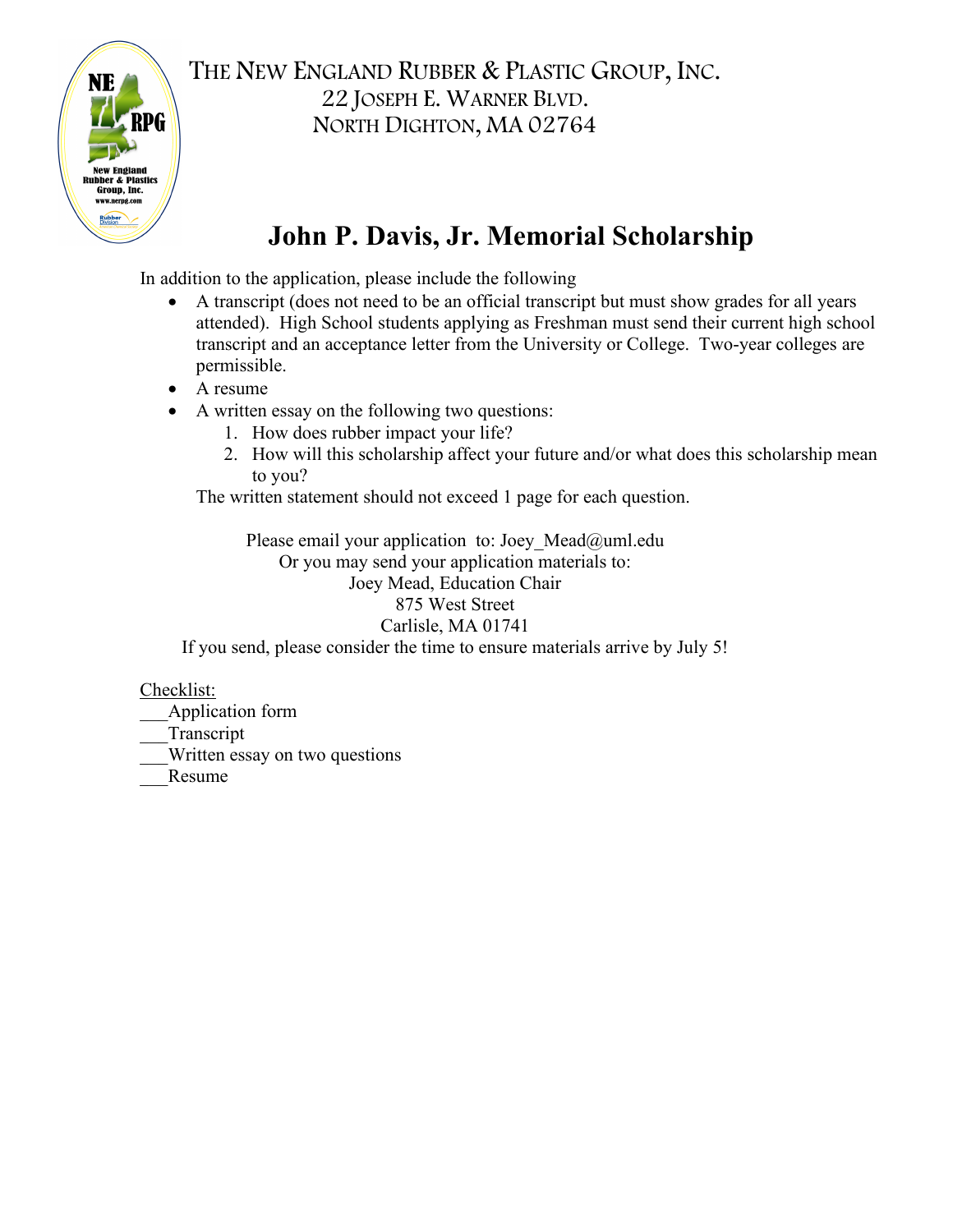THE NEW ENGLAND RUBBER & PLASTIC GROUP, INC.
22 JOSEPH E. WARNER BLVD.
NORTH DIGHTON, MA 02764

# John P. Davis, Jr. Memorial Scholarship

In addition to the application, please include the following

- A transcript (does not need to be an official transcript but must show grades for all years attended). High School students applying as Freshman must send their current high school transcript and an acceptance letter from the University or College. Two-year colleges are permissible.
- A resume
- A written essay on the following two questions:
  1. How does rubber impact your life?
  2. How will this scholarship affect your future and/or what does this scholarship mean to you?

  The written statement should not exceed 1 page for each question.

Please email your application to: Joey_Mead@uml.edu
Or you may send your application materials to:
Joey Mead, Education Chair
875 West Street
Carlisle, MA 01741
If you send, please consider the time to ensure materials arrive by July 5!

Checklist:

___Application form
___Transcript
___Written essay on two questions
___Resume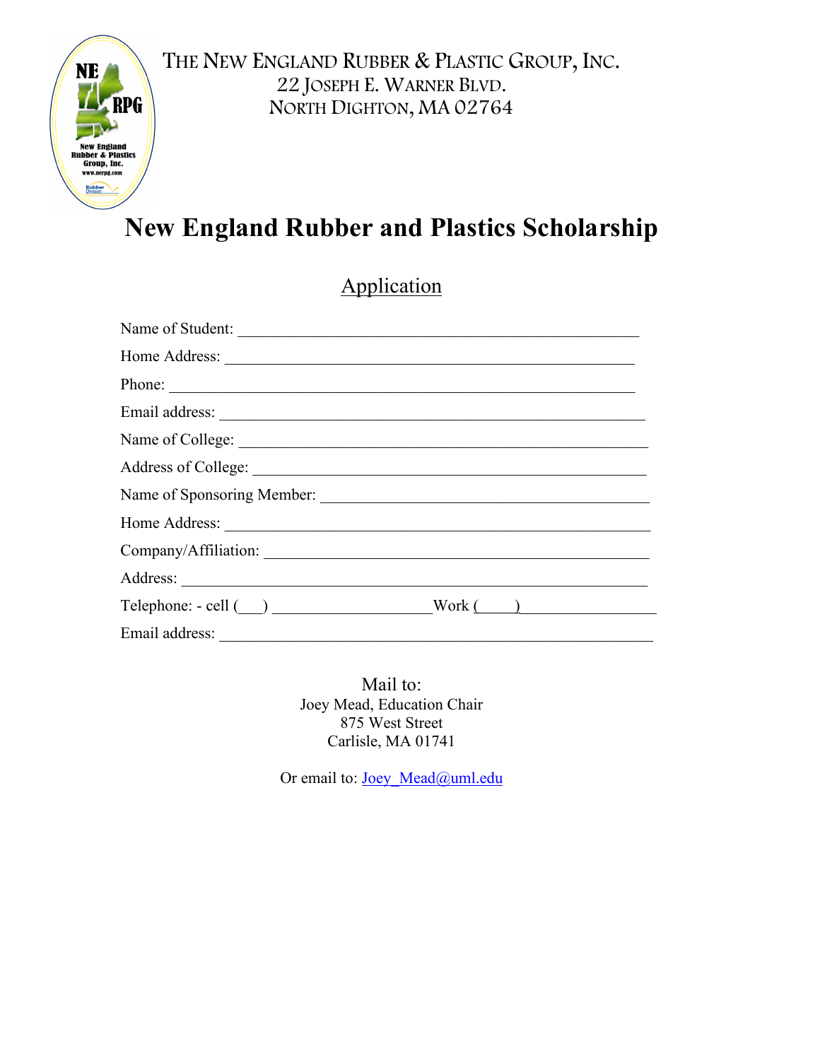THE NEW ENGLAND RUBBER & PLASTIC GROUP, INC.
22 JOSEPH E. WARNER BLVD.
NORTH DIGHTON, MA 02764

# New England Rubber and Plastics Scholarship

## Application

Name of Student: ___________________________________________________

Home Address: ____________________________________________________

Phone: _________________________________________________________

Email address: _____________________________________________________

Name of College: ___________________________________________________

Address of College: _________________________________________________

Name of Sponsoring Member: __________________________________________

Home Address: _____________________________________________________

Company/Affiliation: _________________________________________________

Address: _________________________________________________________

Telephone: - cell (___) ___________________Work (____)________________

Email address: ______________________________________________________

Mail to:
Joey Mead, Education Chair
875 West Street
Carlisle, MA 01741

Or email to: Joey_Mead@uml.edu